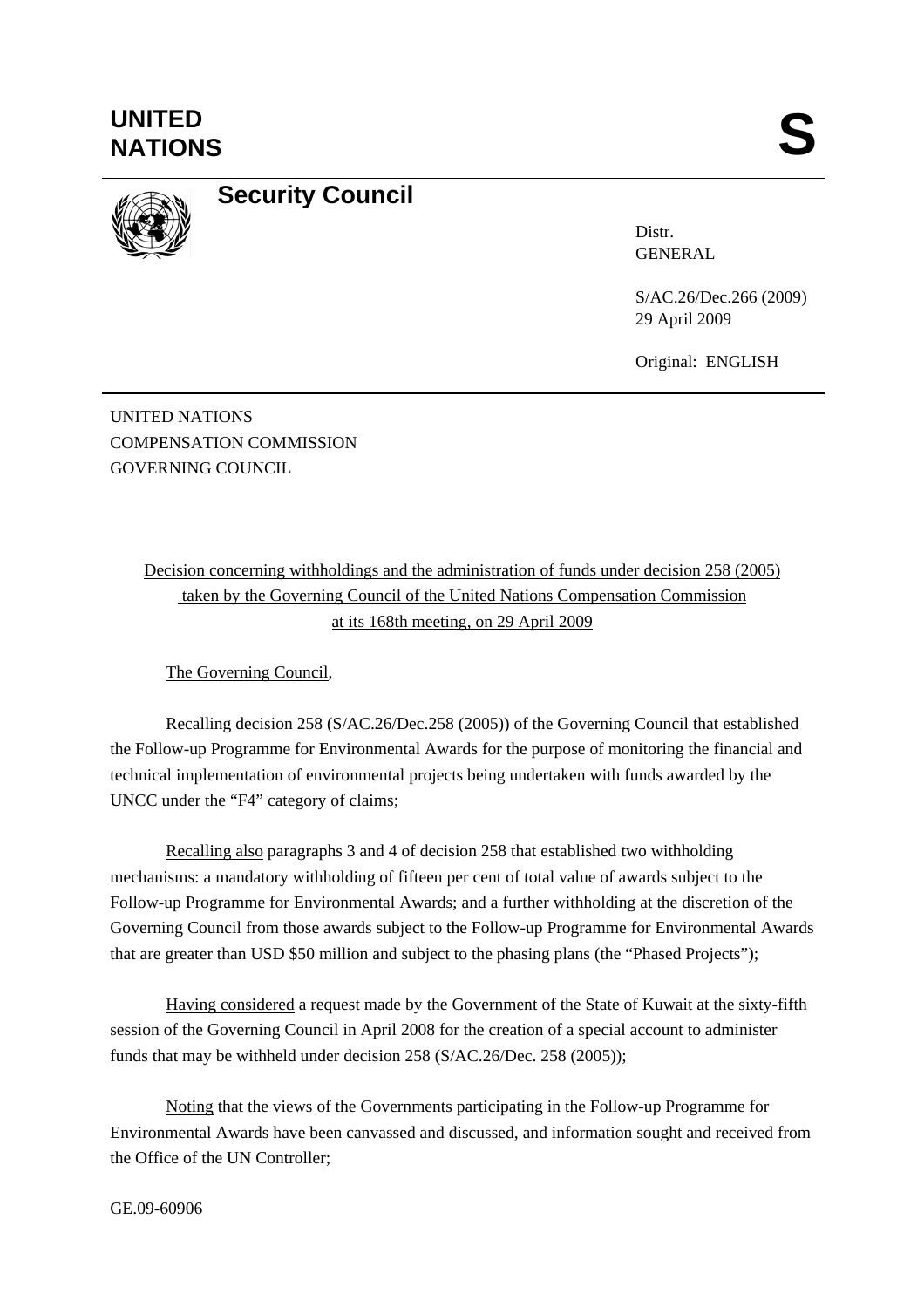# UNITED NATIONS

# S

## Security Council

Distr.
GENERAL

S/AC.26/Dec.266 (2009)
29 April 2009

Original: ENGLISH

UNITED NATIONS
COMPENSATION COMMISSION
GOVERNING COUNCIL

Decision concerning withholdings and the administration of funds under decision 258 (2005) taken by the Governing Council of the United Nations Compensation Commission at its 168th meeting, on 29 April 2009

The Governing Council,

Recalling decision 258 (S/AC.26/Dec.258 (2005)) of the Governing Council that established the Follow-up Programme for Environmental Awards for the purpose of monitoring the financial and technical implementation of environmental projects being undertaken with funds awarded by the UNCC under the "F4" category of claims;

Recalling also paragraphs 3 and 4 of decision 258 that established two withholding mechanisms: a mandatory withholding of fifteen per cent of total value of awards subject to the Follow-up Programme for Environmental Awards; and a further withholding at the discretion of the Governing Council from those awards subject to the Follow-up Programme for Environmental Awards that are greater than USD $50 million and subject to the phasing plans (the "Phased Projects");

Having considered a request made by the Government of the State of Kuwait at the sixty-fifth session of the Governing Council in April 2008 for the creation of a special account to administer funds that may be withheld under decision 258 (S/AC.26/Dec. 258 (2005));

Noting that the views of the Governments participating in the Follow-up Programme for Environmental Awards have been canvassed and discussed, and information sought and received from the Office of the UN Controller;

GE.09-60906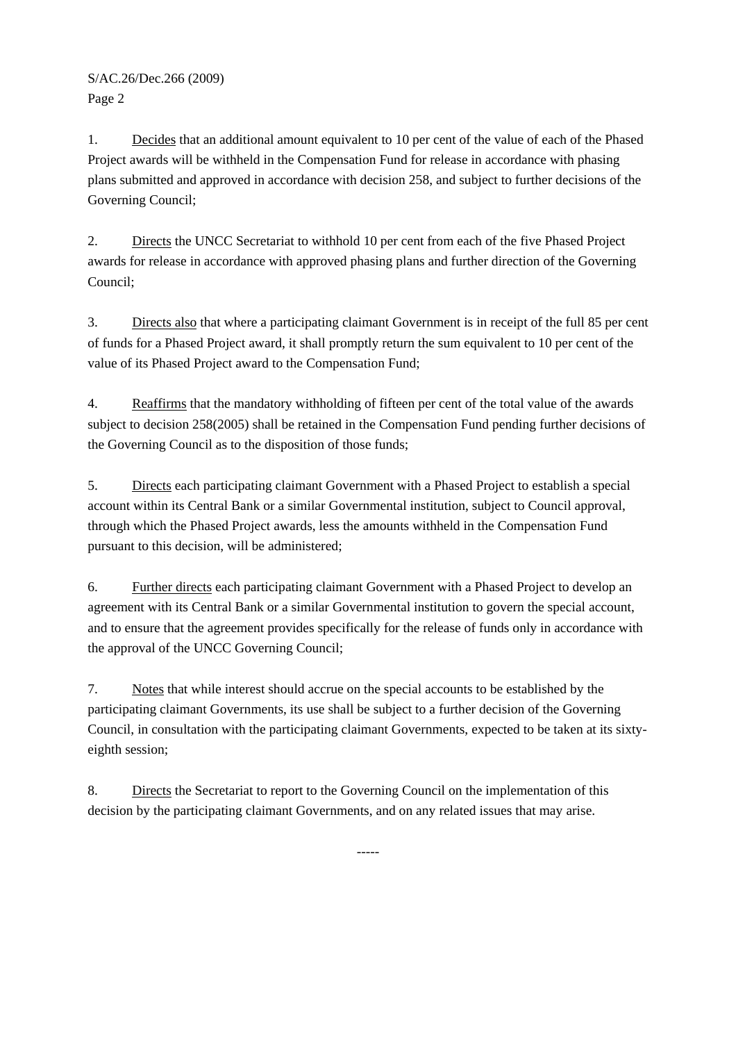1. Decides that an additional amount equivalent to 10 per cent of the value of each of the Phased Project awards will be withheld in the Compensation Fund for release in accordance with phasing plans submitted and approved in accordance with decision 258, and subject to further decisions of the Governing Council;

2. Directs the UNCC Secretariat to withhold 10 per cent from each of the five Phased Project awards for release in accordance with approved phasing plans and further direction of the Governing Council;

3. Directs also that where a participating claimant Government is in receipt of the full 85 per cent of funds for a Phased Project award, it shall promptly return the sum equivalent to 10 per cent of the value of its Phased Project award to the Compensation Fund;

4. Reaffirms that the mandatory withholding of fifteen per cent of the total value of the awards subject to decision 258(2005) shall be retained in the Compensation Fund pending further decisions of the Governing Council as to the disposition of those funds;

5. Directs each participating claimant Government with a Phased Project to establish a special account within its Central Bank or a similar Governmental institution, subject to Council approval, through which the Phased Project awards, less the amounts withheld in the Compensation Fund pursuant to this decision, will be administered;

6. Further directs each participating claimant Government with a Phased Project to develop an agreement with its Central Bank or a similar Governmental institution to govern the special account, and to ensure that the agreement provides specifically for the release of funds only in accordance with the approval of the UNCC Governing Council;

7. Notes that while interest should accrue on the special accounts to be established by the participating claimant Governments, its use shall be subject to a further decision of the Governing Council, in consultation with the participating claimant Governments, expected to be taken at its sixty-eighth session;

8. Directs the Secretariat to report to the Governing Council on the implementation of this decision by the participating claimant Governments, and on any related issues that may arise.

-----